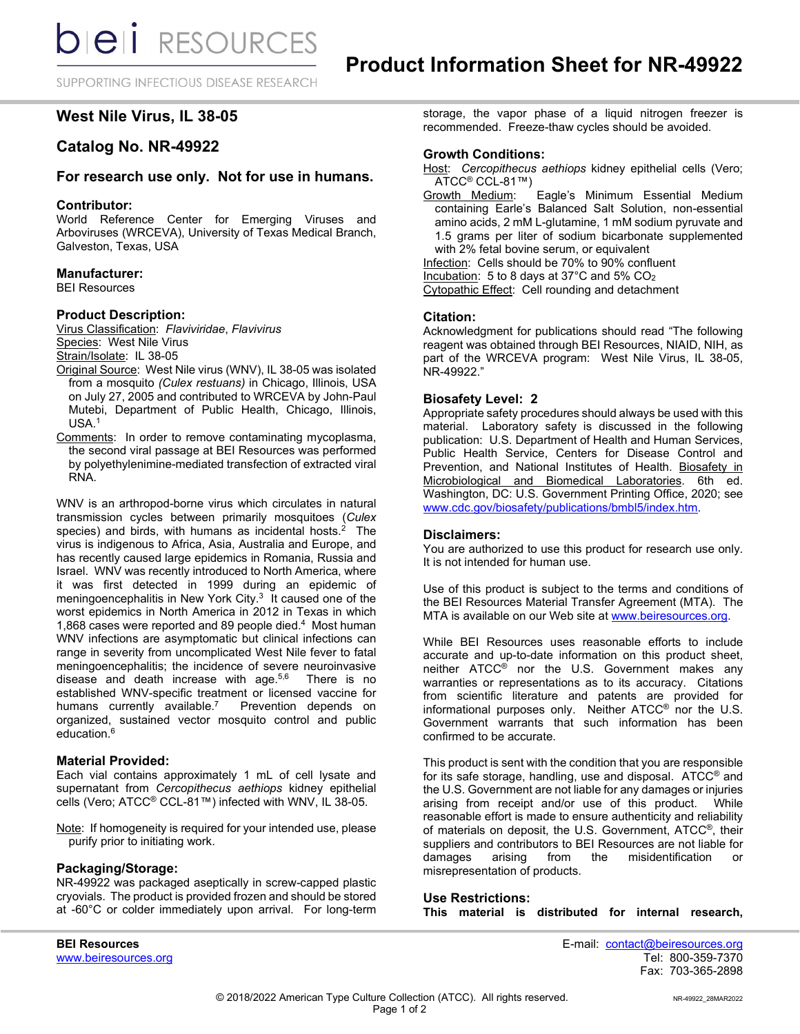# Product Information Sheet for NR-49922

## West Nile Virus, IL 38-05

## Catalog No. NR-49922

### For research use only. Not for use in humans.

### Contributor:
World Reference Center for Emerging Viruses and Arboviruses (WRCEVA), University of Texas Medical Branch, Galveston, Texas, USA

### Manufacturer:
BEI Resources

### Product Description:
Virus Classification: *Flaviviridae*, *Flavivirus*
Species: West Nile Virus
Strain/Isolate: IL 38-05
Original Source: West Nile virus (WNV), IL 38-05 was isolated from a mosquito *(Culex restuans)* in Chicago, Illinois, USA on July 27, 2005 and contributed to WRCEVA by John-Paul Mutebi, Department of Public Health, Chicago, Illinois, USA.[1]
Comments: In order to remove contaminating mycoplasma, the second viral passage at BEI Resources was performed by polyethylenimine-mediated transfection of extracted viral RNA.

WNV is an arthropod-borne virus which circulates in natural transmission cycles between primarily mosquitoes (*Culex* species) and birds, with humans as incidental hosts.[2] The virus is indigenous to Africa, Asia, Australia and Europe, and has recently caused large epidemics in Romania, Russia and Israel. WNV was recently introduced to North America, where it was first detected in 1999 during an epidemic of meningoencephalitis in New York City.[3] It caused one of the worst epidemics in North America in 2012 in Texas in which 1,868 cases were reported and 89 people died.[4] Most human WNV infections are asymptomatic but clinical infections can range in severity from uncomplicated West Nile fever to fatal meningoencephalitis; the incidence of severe neuroinvasive disease and death increase with age.[5,6] There is no established WNV-specific treatment or licensed vaccine for humans currently available.[7] Prevention depends on organized, sustained vector mosquito control and public education.[6]

### Material Provided:
Each vial contains approximately 1 mL of cell lysate and supernatant from *Cercopithecus aethiops* kidney epithelial cells (Vero; ATCC® CCL-81™) infected with WNV, IL 38-05.

Note: If homogeneity is required for your intended use, please purify prior to initiating work.

### Packaging/Storage:
NR-49922 was packaged aseptically in screw-capped plastic cryovials. The product is provided frozen and should be stored at -60°C or colder immediately upon arrival. For long-term storage, the vapor phase of a liquid nitrogen freezer is recommended. Freeze-thaw cycles should be avoided.

### Growth Conditions:
Host: *Cercopithecus aethiops* kidney epithelial cells (Vero; ATCC® CCL-81™)
Growth Medium: Eagle's Minimum Essential Medium containing Earle's Balanced Salt Solution, non-essential amino acids, 2 mM L-glutamine, 1 mM sodium pyruvate and 1.5 grams per liter of sodium bicarbonate supplemented with 2% fetal bovine serum, or equivalent
Infection: Cells should be 70% to 90% confluent
Incubation: 5 to 8 days at 37°C and 5% $CO_2$
Cytopathic Effect: Cell rounding and detachment

### Citation:
Acknowledgment for publications should read "The following reagent was obtained through BEI Resources, NIAID, NIH, as part of the WRCEVA program: West Nile Virus, IL 38-05, NR-49922."

### Biosafety Level: 2
Appropriate safety procedures should always be used with this material. Laboratory safety is discussed in the following publication: U.S. Department of Health and Human Services, Public Health Service, Centers for Disease Control and Prevention, and National Institutes of Health. Biosafety in Microbiological and Biomedical Laboratories. 6th ed. Washington, DC: U.S. Government Printing Office, 2020; see www.cdc.gov/biosafety/publications/bmbl5/index.htm.

### Disclaimers:
You are authorized to use this product for research use only. It is not intended for human use.

Use of this product is subject to the terms and conditions of the BEI Resources Material Transfer Agreement (MTA). The MTA is available on our Web site at www.beiresources.org.

While BEI Resources uses reasonable efforts to include accurate and up-to-date information on this product sheet, neither ATCC® nor the U.S. Government makes any warranties or representations as to its accuracy. Citations from scientific literature and patents are provided for informational purposes only. Neither ATCC® nor the U.S. Government warrants that such information has been confirmed to be accurate.

This product is sent with the condition that you are responsible for its safe storage, handling, use and disposal. ATCC® and the U.S. Government are not liable for any damages or injuries arising from receipt and/or use of this product. While reasonable effort is made to ensure authenticity and reliability of materials on deposit, the U.S. Government, ATCC®, their suppliers and contributors to BEI Resources are not liable for damages arising from the misidentification or misrepresentation of products.

### Use Restrictions:
**This material is distributed for internal research,**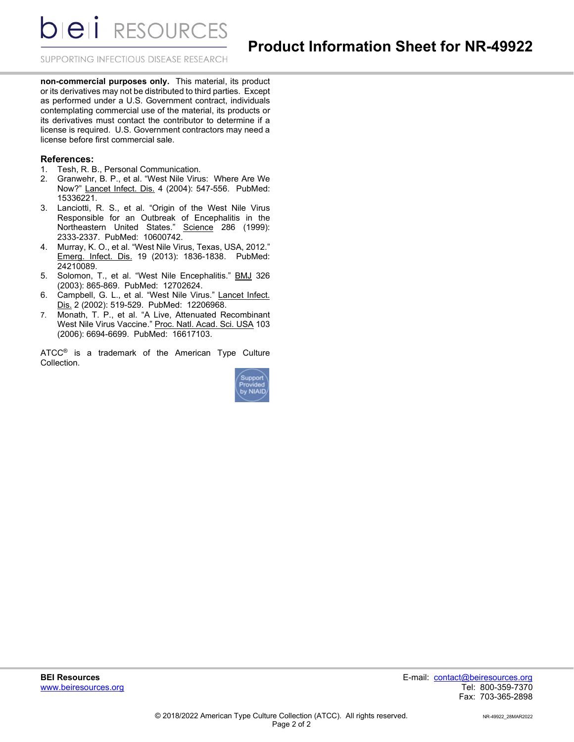**non-commercial purposes only.** This material, its product or its derivatives may not be distributed to third parties. Except as performed under a U.S. Government contract, individuals contemplating commercial use of the material, its products or its derivatives must contact the contributor to determine if a license is required. U.S. Government contractors may need a license before first commercial sale.

## References:

1. Tesh, R. B., Personal Communication.
2. Granwehr, B. P., et al. "West Nile Virus: Where Are We Now?" Lancet Infect. Dis. 4 (2004): 547-556. PubMed: 15336221.
3. Lanciotti, R. S., et al. "Origin of the West Nile Virus Responsible for an Outbreak of Encephalitis in the Northeastern United States." Science 286 (1999): 2333-2337. PubMed: 10600742.
4. Murray, K. O., et al. "West Nile Virus, Texas, USA, 2012." Emerg. Infect. Dis. 19 (2013): 1836-1838. PubMed: 24210089.
5. Solomon, T., et al. "West Nile Encephalitis." BMJ 326 (2003): 865-869. PubMed: 12702624.
6. Campbell, G. L., et al. "West Nile Virus." Lancet Infect. Dis. 2 (2002): 519-529. PubMed: 12206968.
7. Monath, T. P., et al. "A Live, Attenuated Recombinant West Nile Virus Vaccine." Proc. Natl. Acad. Sci. USA 103 (2006): 6694-6699. PubMed: 16617103.

ATCC® is a trademark of the American Type Culture Collection.

Support Provided by NIAID

**BEI Resources**
www.beiresources.org

E-mail: contact@beiresources.org
Tel: 800-359-7370
Fax: 703-365-2898

© 2018/2022 American Type Culture Collection (ATCC). All rights reserved.

NR-49922_28MAR2022